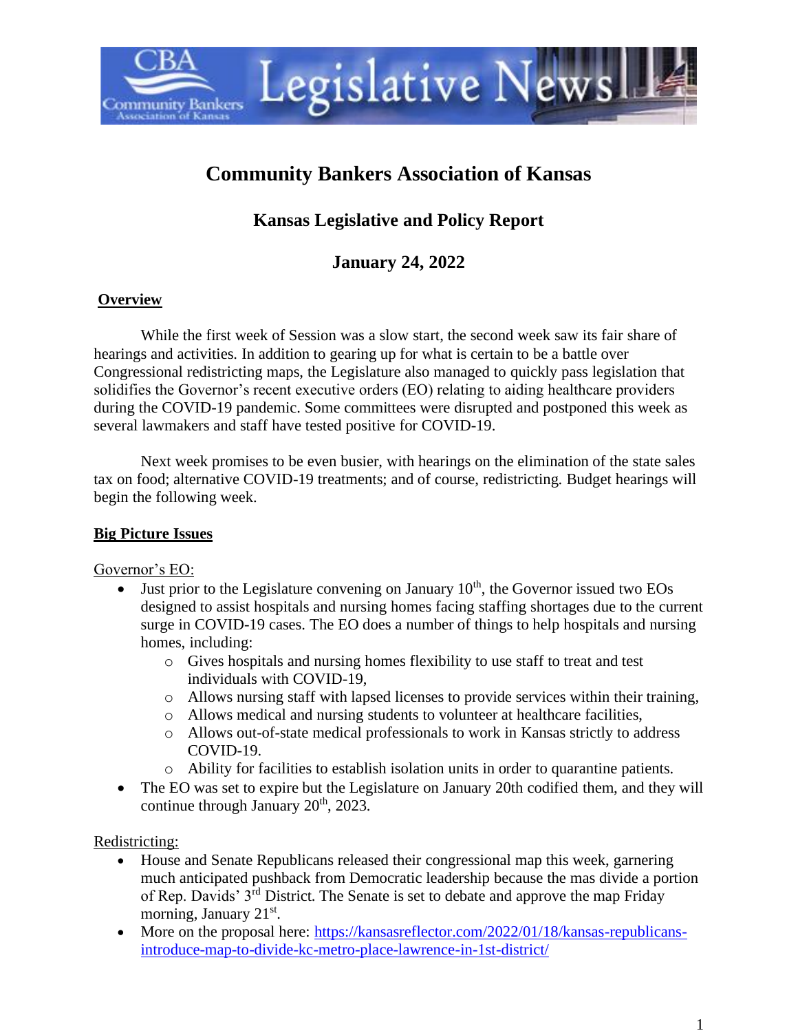# Community Bankers Association of Kansas

## Kansas Legislative and Policy Report

## January 24, 2022

**Overview**

While the first week of Session was a slow start, the second week saw its fair share of hearings and activities. In addition to gearing up for what is certain to be a battle over Congressional redistricting maps, the Legislature also managed to quickly pass legislation that solidifies the Governor's recent executive orders (EO) relating to aiding healthcare providers during the COVID-19 pandemic. Some committees were disrupted and postponed this week as several lawmakers and staff have tested positive for COVID-19.

Next week promises to be even busier, with hearings on the elimination of the state sales tax on food; alternative COVID-19 treatments; and of course, redistricting. Budget hearings will begin the following week.

**Big Picture Issues**

Governor's EO:

- Just prior to the Legislature convening on January 10th, the Governor issued two EOs designed to assist hospitals and nursing homes facing staffing shortages due to the current surge in COVID-19 cases. The EO does a number of things to help hospitals and nursing homes, including:
  - Gives hospitals and nursing homes flexibility to use staff to treat and test individuals with COVID-19,
  - Allows nursing staff with lapsed licenses to provide services within their training,
  - Allows medical and nursing students to volunteer at healthcare facilities,
  - Allows out-of-state medical professionals to work in Kansas strictly to address COVID-19.
  - Ability for facilities to establish isolation units in order to quarantine patients.
- The EO was set to expire but the Legislature on January 20th codified them, and they will continue through January 20th, 2023.

Redistricting:

- House and Senate Republicans released their congressional map this week, garnering much anticipated pushback from Democratic leadership because the mas divide a portion of Rep. Davids' 3rd District. The Senate is set to debate and approve the map Friday morning, January 21st.
- More on the proposal here: https://kansasreflector.com/2022/01/18/kansas-republicans-introduce-map-to-divide-kc-metro-place-lawrence-in-1st-district/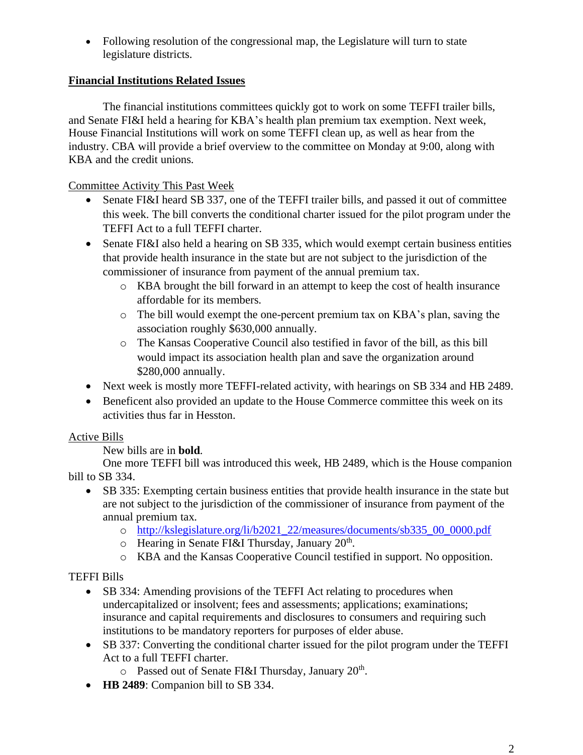- Following resolution of the congressional map, the Legislature will turn to state legislature districts.

## Financial Institutions Related Issues

The financial institutions committees quickly got to work on some TEFFI trailer bills, and Senate FI&I held a hearing for KBA's health plan premium tax exemption. Next week, House Financial Institutions will work on some TEFFI clean up, as well as hear from the industry. CBA will provide a brief overview to the committee on Monday at 9:00, along with KBA and the credit unions.

### Committee Activity This Past Week

- Senate FI&I heard SB 337, one of the TEFFI trailer bills, and passed it out of committee this week. The bill converts the conditional charter issued for the pilot program under the TEFFI Act to a full TEFFI charter.
- Senate FI&I also held a hearing on SB 335, which would exempt certain business entities that provide health insurance in the state but are not subject to the jurisdiction of the commissioner of insurance from payment of the annual premium tax.
  - KBA brought the bill forward in an attempt to keep the cost of health insurance affordable for its members.
  - The bill would exempt the one-percent premium tax on KBA's plan, saving the association roughly $630,000 annually.
  - The Kansas Cooperative Council also testified in favor of the bill, as this bill would impact its association health plan and save the organization around $280,000 annually.
- Next week is mostly more TEFFI-related activity, with hearings on SB 334 and HB 2489.
- Beneficent also provided an update to the House Commerce committee this week on its activities thus far in Hesston.

### Active Bills

New bills are in **bold**.

One more TEFFI bill was introduced this week, HB 2489, which is the House companion bill to SB 334.

- SB 335: Exempting certain business entities that provide health insurance in the state but are not subject to the jurisdiction of the commissioner of insurance from payment of the annual premium tax.
  - http://kslegislature.org/li/b2021_22/measures/documents/sb335_00_0000.pdf
  - Hearing in Senate FI&I Thursday, January 20th.
  - KBA and the Kansas Cooperative Council testified in support. No opposition.

TEFFI Bills

- SB 334: Amending provisions of the TEFFI Act relating to procedures when undercapitalized or insolvent; fees and assessments; applications; examinations; insurance and capital requirements and disclosures to consumers and requiring such institutions to be mandatory reporters for purposes of elder abuse.
- SB 337: Converting the conditional charter issued for the pilot program under the TEFFI Act to a full TEFFI charter.
  - Passed out of Senate FI&I Thursday, January 20th.
- **HB 2489**: Companion bill to SB 334.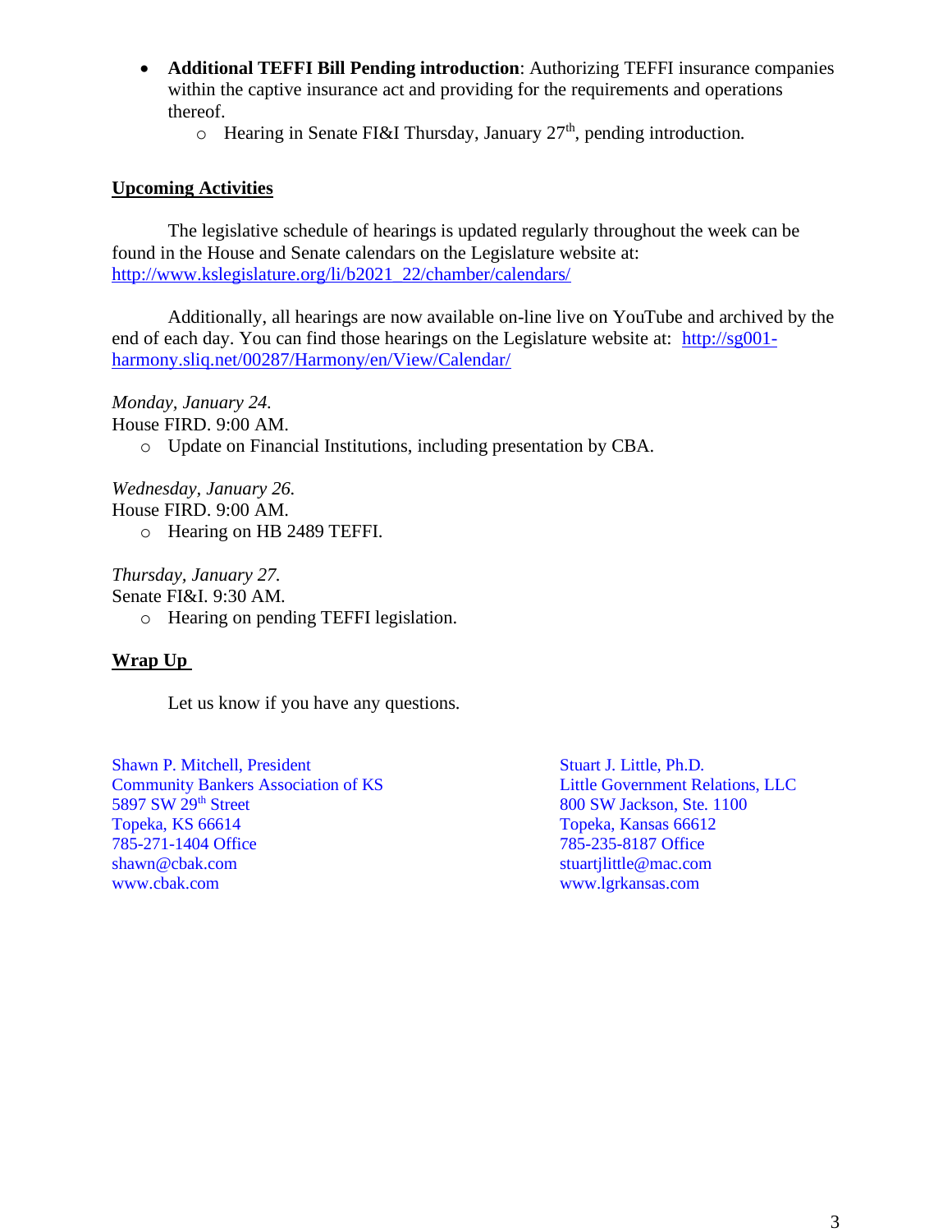- **Additional TEFFI Bill Pending introduction**: Authorizing TEFFI insurance companies within the captive insurance act and providing for the requirements and operations thereof.
  - Hearing in Senate FI&I Thursday, January 27th, pending introduction.

## Upcoming Activities

The legislative schedule of hearings is updated regularly throughout the week can be found in the House and Senate calendars on the Legislature website at: http://www.kslegislature.org/li/b2021_22/chamber/calendars/

Additionally, all hearings are now available on-line live on YouTube and archived by the end of each day. You can find those hearings on the Legislature website at: http://sg001-harmony.sliq.net/00287/Harmony/en/View/Calendar/

*Monday, January 24.*
House FIRD. 9:00 AM.
- Update on Financial Institutions, including presentation by CBA.

*Wednesday, January 26.*
House FIRD. 9:00 AM.
- Hearing on HB 2489 TEFFI.

*Thursday, January 27.*
Senate FI&I. 9:30 AM.
- Hearing on pending TEFFI legislation.

## Wrap Up

Let us know if you have any questions.

Shawn P. Mitchell, President
Community Bankers Association of KS
5897 SW 29th Street
Topeka, KS 66614
785-271-1404 Office
shawn@cbak.com
www.cbak.com

Stuart J. Little, Ph.D.
Little Government Relations, LLC
800 SW Jackson, Ste. 1100
Topeka, Kansas 66612
785-235-8187 Office
stuartjlittle@mac.com
www.lgrkansas.com